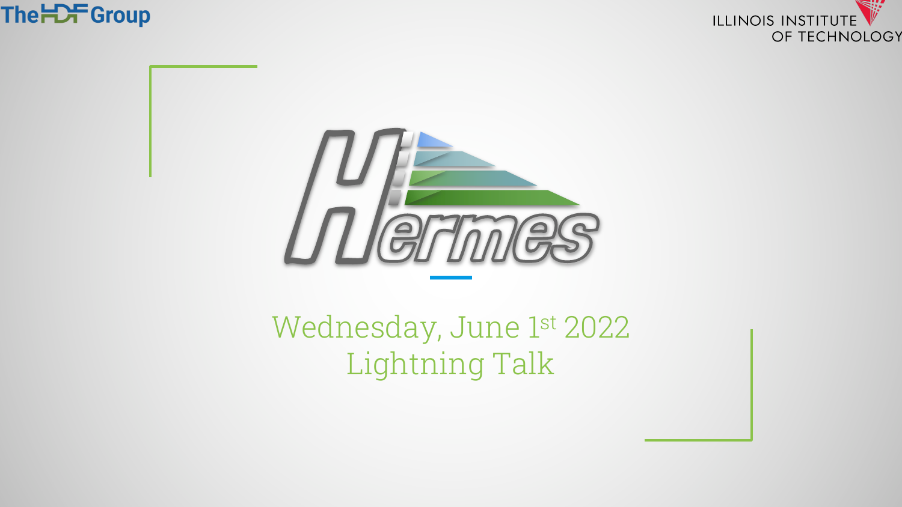The HDF Group

ILLINOIS INSTITUTE OF TECHNOLOGY

# Hermes

Wednesday, June 1st 2022

Lightning Talk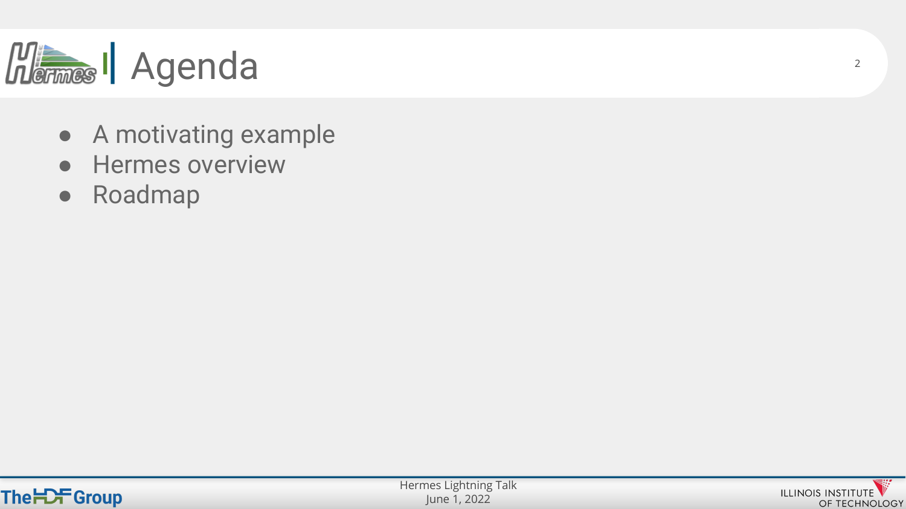# Agenda

- A motivating example
- Hermes overview
- Roadmap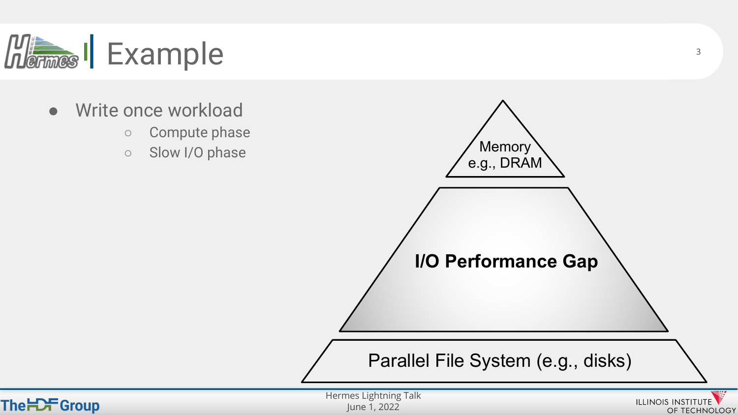# Example

- Write once workload
  - Compute phase
  - Slow I/O phase

Memory
e.g., DRAM

**I/O Performance Gap**

Parallel File System (e.g., disks)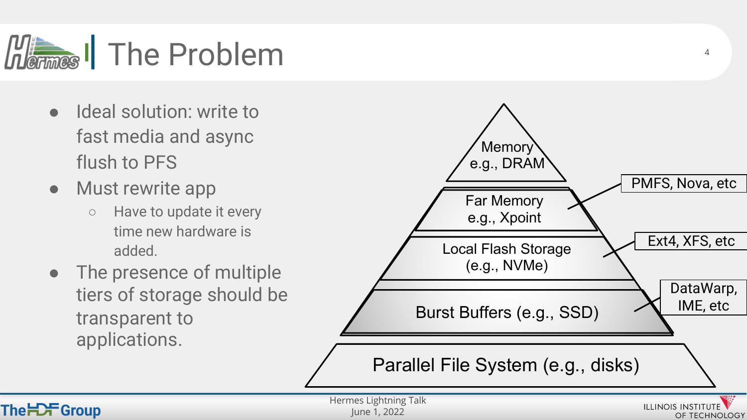# The Problem

- Ideal solution: write to fast media and async flush to PFS
- Must rewrite app
  - Have to update it every time new hardware is added.
- The presence of multiple tiers of storage should be transparent to applications.

Memory e.g., DRAM

Far Memory e.g., Xpoint — PMFS, Nova, etc

Local Flash Storage (e.g., NVMe) — Ext4, XFS, etc

Burst Buffers (e.g., SSD) — DataWarp, IME, etc

Parallel File System (e.g., disks)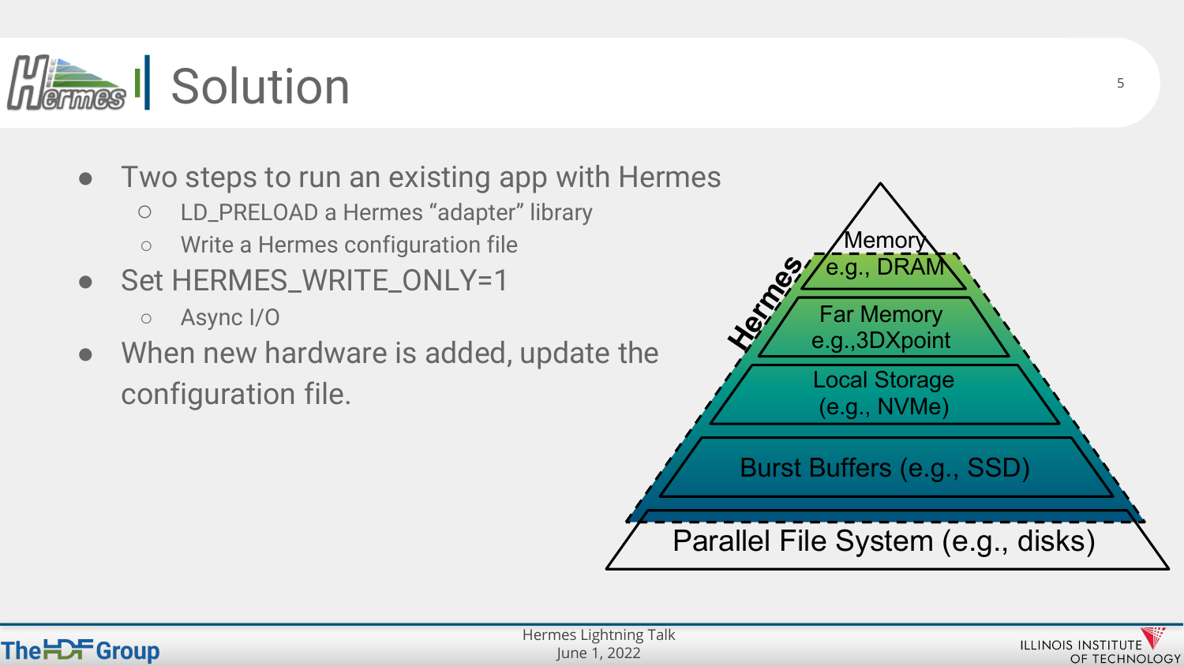# Solution

- Two steps to run an existing app with Hermes
  - LD_PRELOAD a Hermes “adapter” library
  - Write a Hermes configuration file
- Set HERMES_WRITE_ONLY=1
  - Async I/O
- When new hardware is added, update the configuration file.

Hermes

Memory e.g., DRAM

Far Memory e.g.,3DXpoint

Local Storage (e.g., NVMe)

Burst Buffers (e.g., SSD)

Parallel File System (e.g., disks)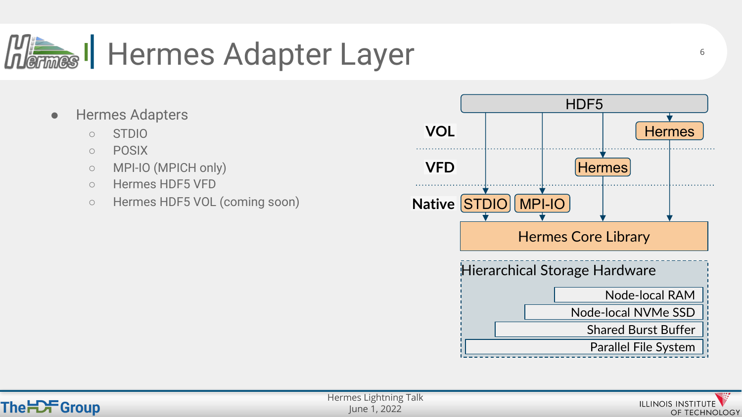# Hermes Adapter Layer

- Hermes Adapters
  - STDIO
  - POSIX
  - MPI-IO (MPICH only)
  - Hermes HDF5 VFD
  - Hermes HDF5 VOL (coming soon)

HDF5

VOL — Hermes

VFD — Hermes

Native — STDIO, MPI-IO

Hermes Core Library

Hierarchical Storage Hardware

- Node-local RAM
- Node-local NVMe SSD
- Shared Burst Buffer
- Parallel File System

Hermes Lightning Talk
June 1, 2022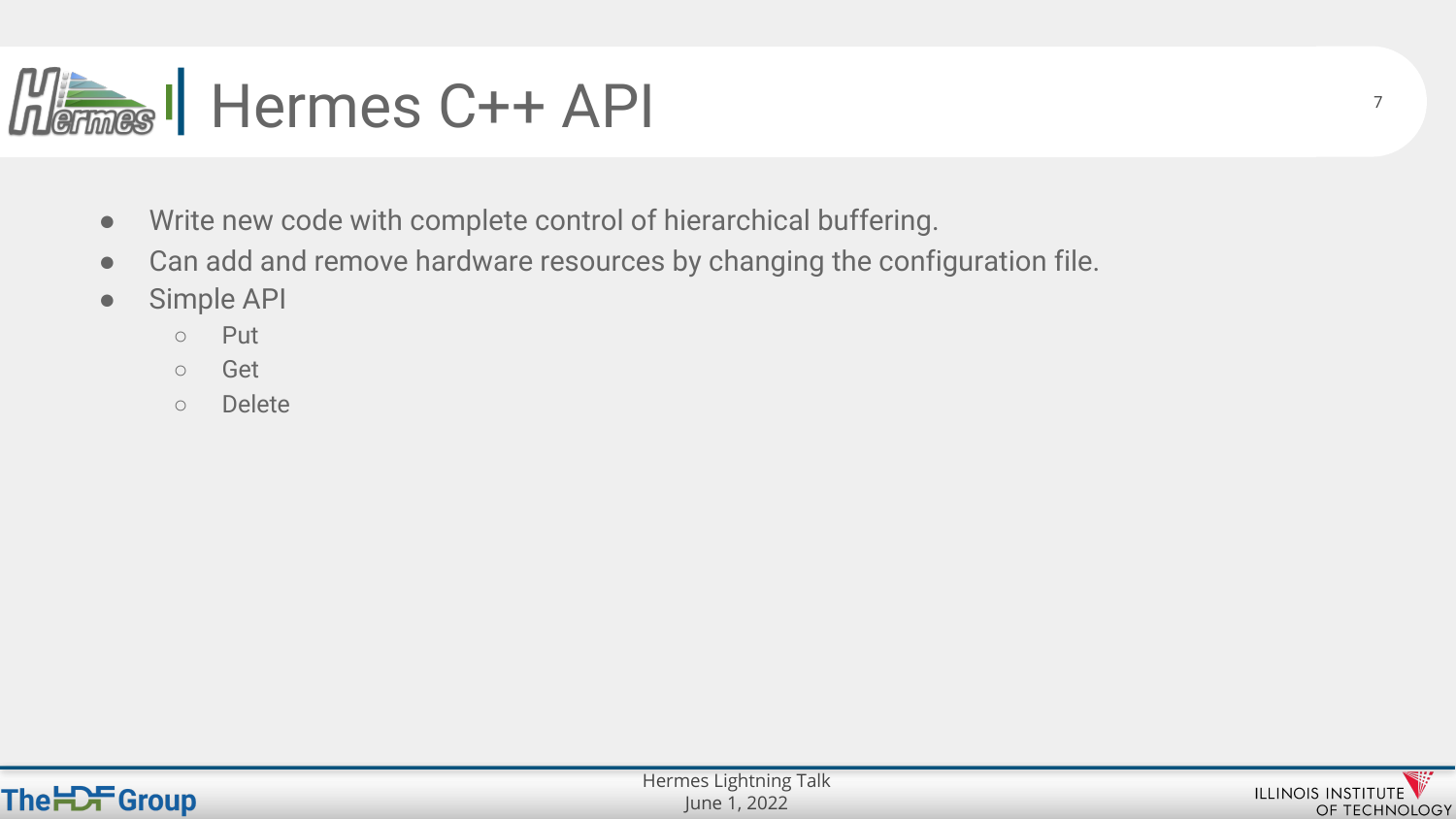# Hermes C++ API

- Write new code with complete control of hierarchical buffering.
- Can add and remove hardware resources by changing the configuration file.
- Simple API
  - Put
  - Get
  - Delete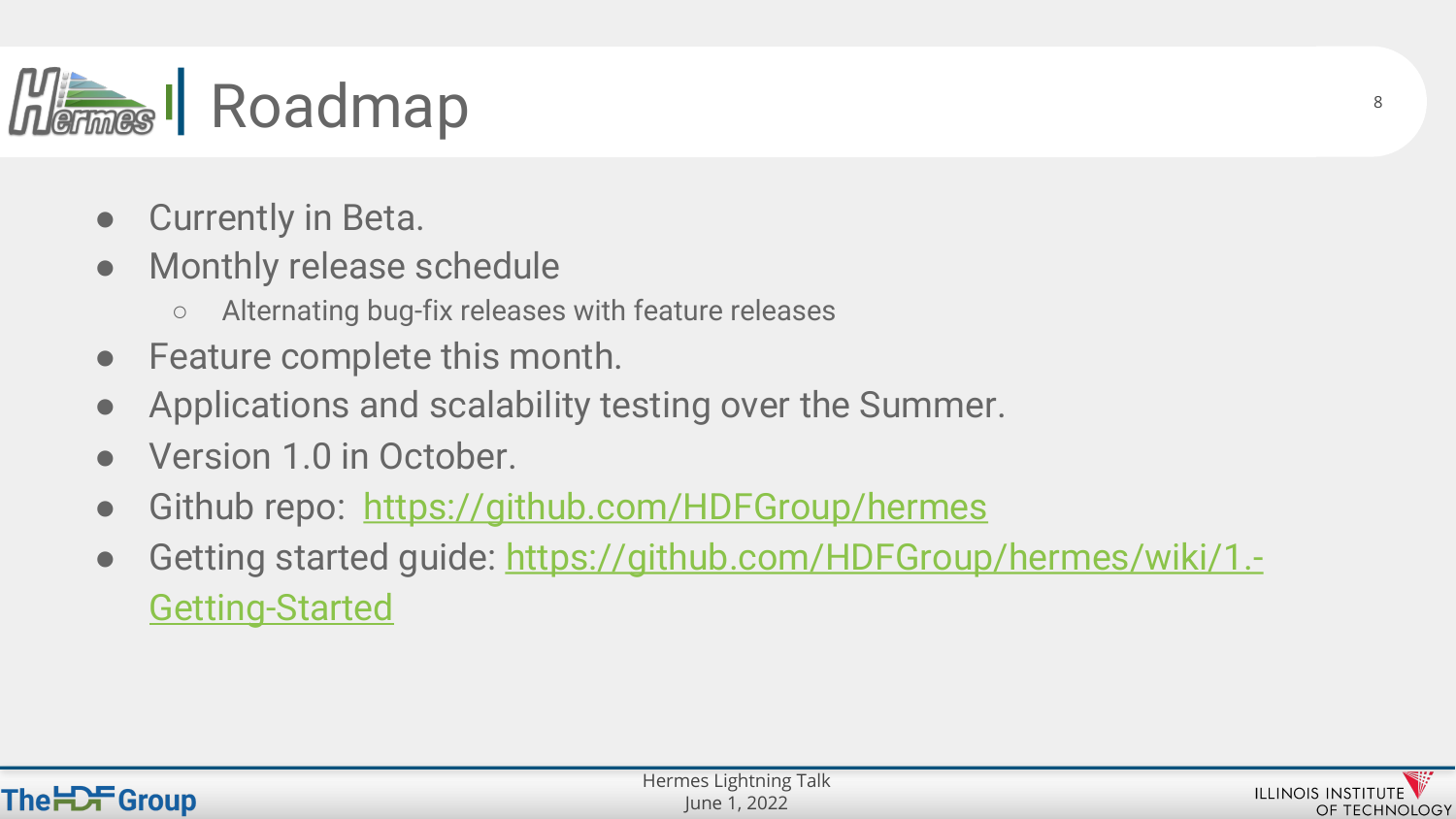# Roadmap

- Currently in Beta.
- Monthly release schedule
  - Alternating bug-fix releases with feature releases
- Feature complete this month.
- Applications and scalability testing over the Summer.
- Version 1.0 in October.
- Github repo: [https://github.com/HDFGroup/hermes](https://github.com/HDFGroup/hermes)
- Getting started guide: [https://github.com/HDFGroup/hermes/wiki/1.-Getting-Started](https://github.com/HDFGroup/hermes/wiki/1.-Getting-Started)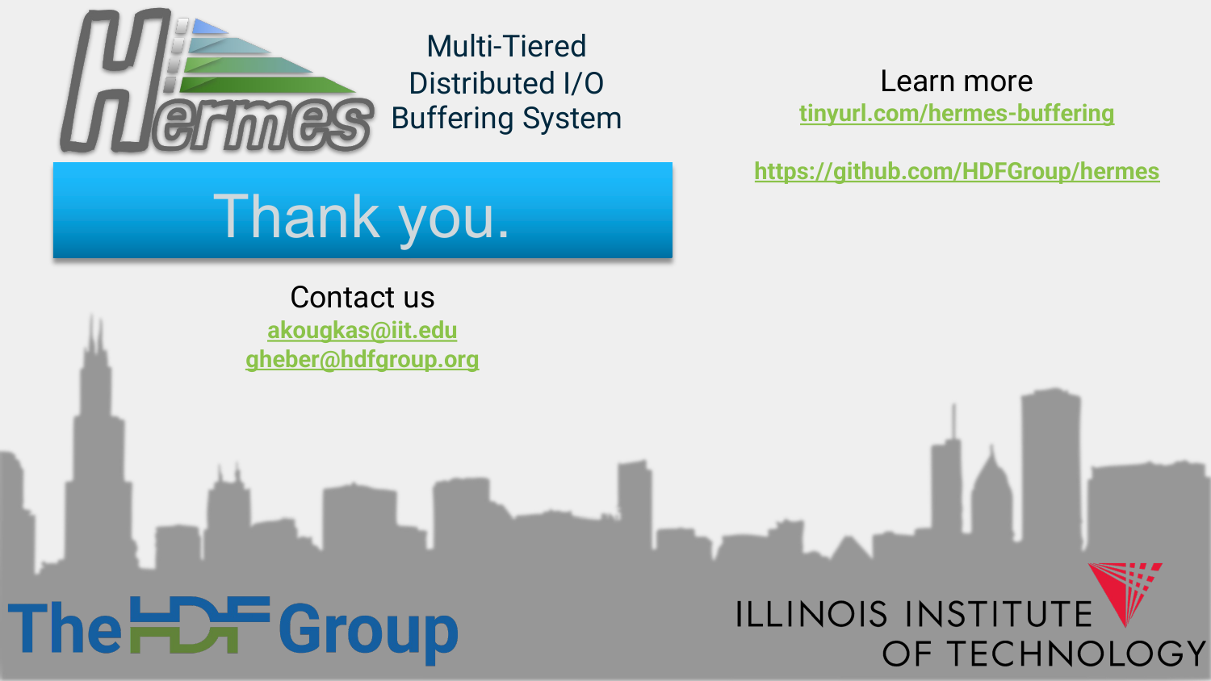# Hermes

Multi-Tiered Distributed I/O Buffering System

## Thank you.

Contact us

akougkas@iit.edu

gheber@hdfgroup.org

Learn more

tinyurl.com/hermes-buffering

https://github.com/HDFGroup/hermes

The HDF Group

ILLINOIS INSTITUTE OF TECHNOLOGY